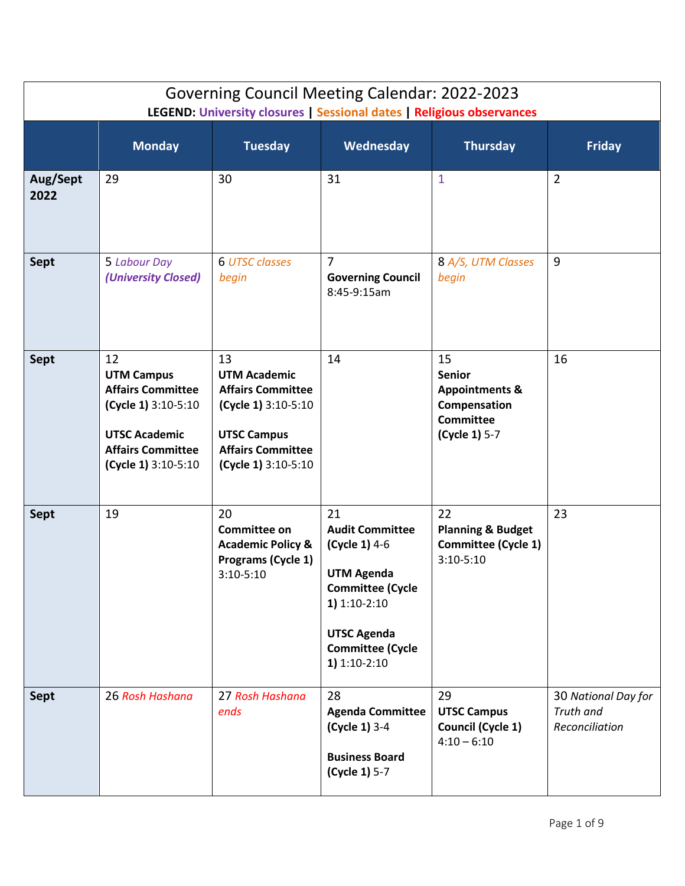# Governing Council Meeting Calendar: 2022-2023

**LEGEND: University closures | Sessional dates | Religious observances**

| | Monday | Tuesday | Wednesday | Thursday | Friday |
|---|---|---|---|---|---|
| **Aug/Sept 2022** | 29 | 30 | 31 | 1 | 2 |
| **Sept** | 5 *Labour Day* ***(University Closed)*** | 6 *UTSC classes begin* | 7 **Governing Council** 8:45-9:15am | 8 *A/S, UTM Classes begin* | 9 |
| **Sept** | 12 **UTM Campus Affairs Committee (Cycle 1)** 3:10-5:10<br><br>**UTSC Academic Affairs Committee (Cycle 1)** 3:10-5:10 | 13 **UTM Academic Affairs Committee (Cycle 1)** 3:10-5:10<br><br>**UTSC Campus Affairs Committee (Cycle 1)** 3:10-5:10 | 14 | 15 **Senior Appointments & Compensation Committee (Cycle 1)** 5-7 | 16 |
| **Sept** | 19 | 20 **Committee on Academic Policy & Programs (Cycle 1)** 3:10-5:10 | 21 **Audit Committee (Cycle 1)** 4-6<br><br>**UTM Agenda Committee (Cycle 1)** 1:10-2:10<br><br>**UTSC Agenda Committee (Cycle 1)** 1:10-2:10 | 22 **Planning & Budget Committee (Cycle 1)** 3:10-5:10 | 23 |
| **Sept** | 26 *Rosh Hashana* | 27 *Rosh Hashana ends* | 28 **Agenda Committee (Cycle 1)** 3-4<br><br>**Business Board (Cycle 1)** 5-7 | 29 **UTSC Campus Council (Cycle 1)** 4:10 – 6:10 | 30 *National Day for Truth and Reconciliation* |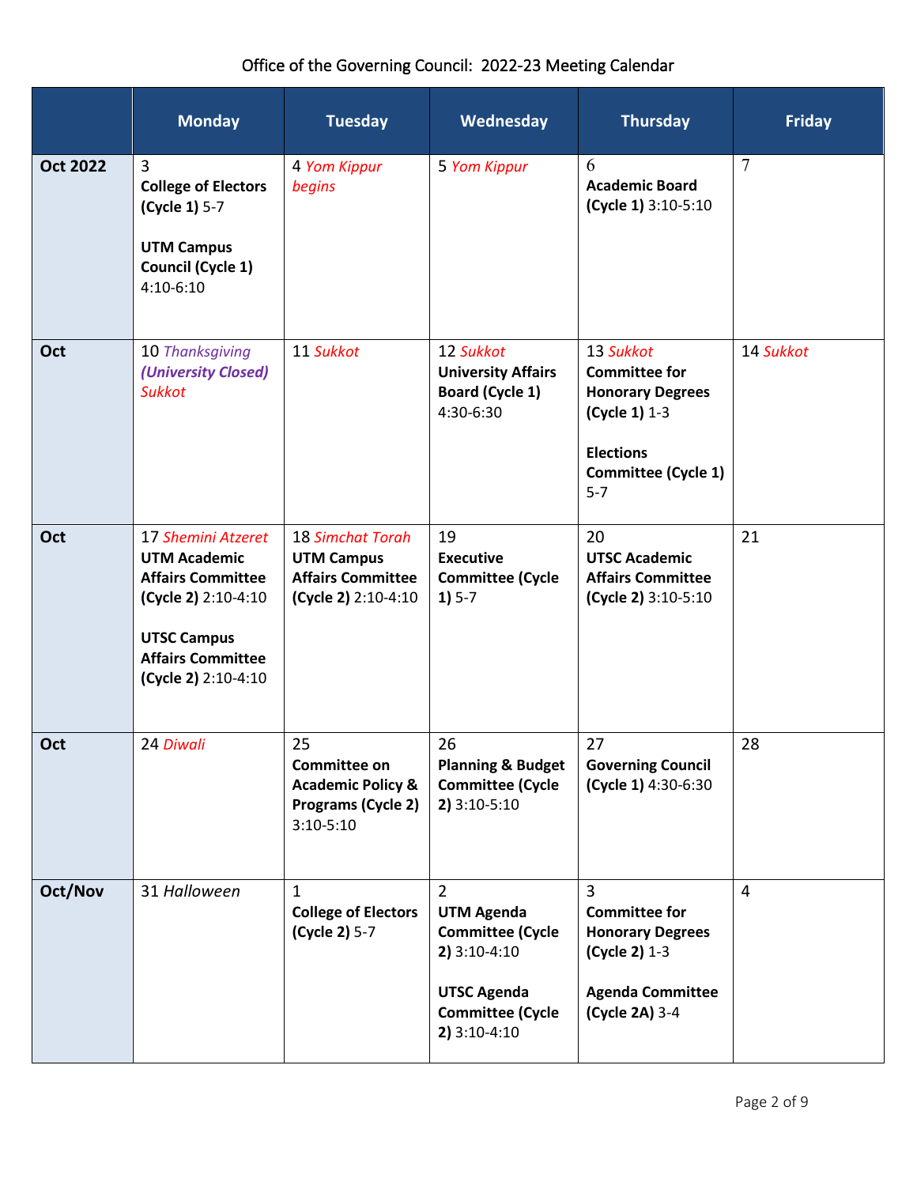Office of the Governing Council: 2022-23 Meeting Calendar

| | Monday | Tuesday | Wednesday | Thursday | Friday |
|---|---|---|---|---|---|
| **Oct 2022** | 3 **College of Electors (Cycle 1)** 5-7<br><br>**UTM Campus Council (Cycle 1)** 4:10-6:10 | 4 *Yom Kippur begins* | 5 *Yom Kippur* | 6 **Academic Board (Cycle 1)** 3:10-5:10 | 7 |
| **Oct** | 10 *Thanksgiving* ***(University Closed)*** *Sukkot* | 11 *Sukkot* | 12 *Sukkot* **University Affairs Board (Cycle 1)** 4:30-6:30 | 13 *Sukkot* **Committee for Honorary Degrees (Cycle 1)** 1-3<br><br>**Elections Committee (Cycle 1)** 5-7 | 14 *Sukkot* |
| **Oct** | 17 *Shemini Atzeret* **UTM Academic Affairs Committee (Cycle 2)** 2:10-4:10<br><br>**UTSC Campus Affairs Committee (Cycle 2)** 2:10-4:10 | 18 *Simchat Torah* **UTM Campus Affairs Committee (Cycle 2)** 2:10-4:10 | 19 **Executive Committee (Cycle 1)** 5-7 | 20 **UTSC Academic Affairs Committee (Cycle 2)** 3:10-5:10 | 21 |
| **Oct** | 24 *Diwali* | 25 **Committee on Academic Policy & Programs (Cycle 2)** 3:10-5:10 | 26 **Planning & Budget Committee (Cycle 2)** 3:10-5:10 | 27 **Governing Council (Cycle 1)** 4:30-6:30 | 28 |
| **Oct/Nov** | 31 *Halloween* | 1 **College of Electors (Cycle 2)** 5-7 | 2 **UTM Agenda Committee (Cycle 2)** 3:10-4:10<br><br>**UTSC Agenda Committee (Cycle 2)** 3:10-4:10 | 3 **Committee for Honorary Degrees (Cycle 2)** 1-3<br><br>**Agenda Committee (Cycle 2A)** 3-4 | 4 |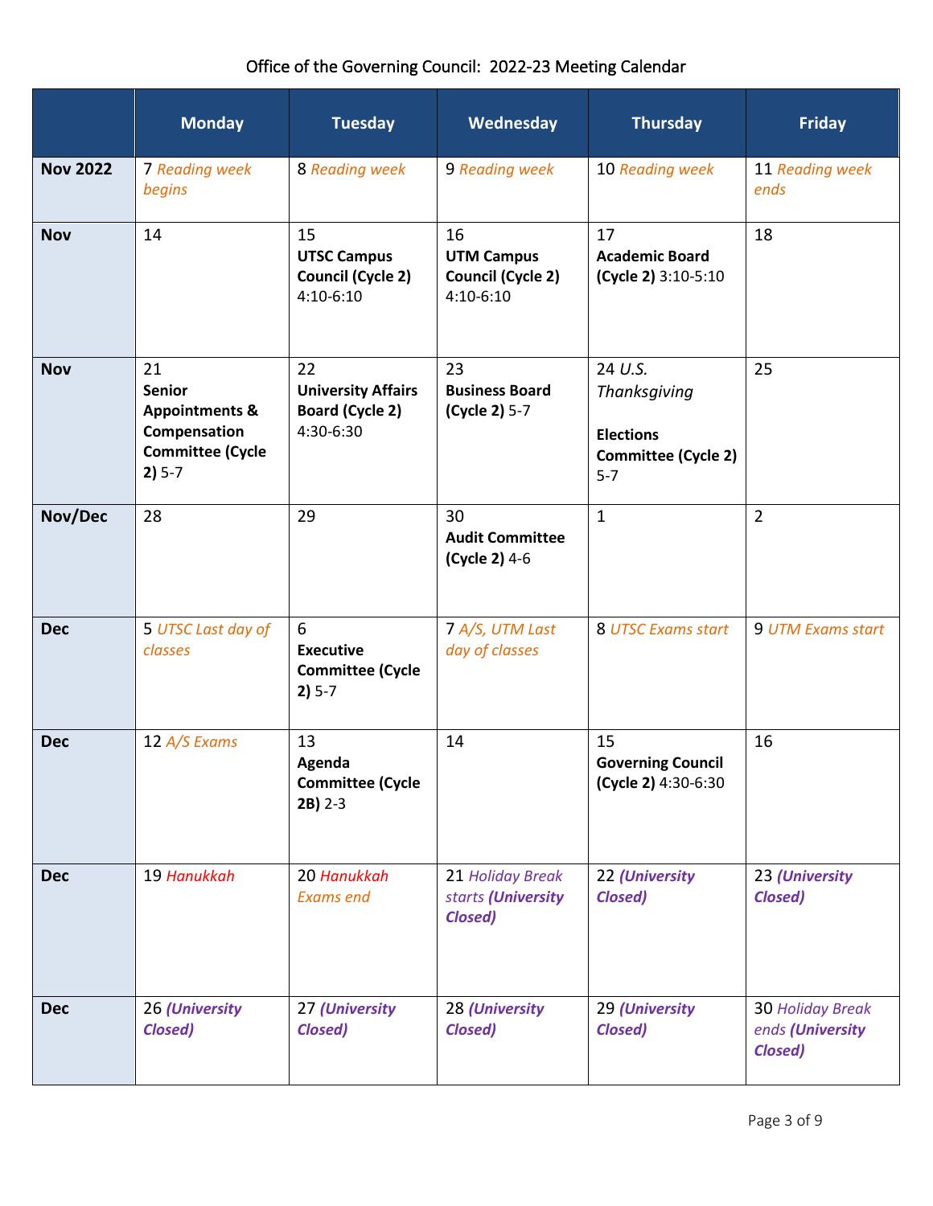Office of the Governing Council: 2022-23 Meeting Calendar

| | Monday | Tuesday | Wednesday | Thursday | Friday |
|---|---|---|---|---|---|
| **Nov 2022** | 7 *Reading week begins* | 8 *Reading week* | 9 *Reading week* | 10 *Reading week* | 11 *Reading week ends* |
| **Nov** | 14 | 15 **UTSC Campus Council (Cycle 2)** 4:10-6:10 | 16 **UTM Campus Council (Cycle 2)** 4:10-6:10 | 17 **Academic Board (Cycle 2)** 3:10-5:10 | 18 |
| **Nov** | 21 **Senior Appointments & Compensation Committee (Cycle 2)** 5-7 | 22 **University Affairs Board (Cycle 2)** 4:30-6:30 | 23 **Business Board (Cycle 2)** 5-7 | 24 *U.S. Thanksgiving* **Elections Committee (Cycle 2)** 5-7 | 25 |
| **Nov/Dec** | 28 | 29 | 30 **Audit Committee (Cycle 2)** 4-6 | 1 | 2 |
| **Dec** | 5 *UTSC Last day of classes* | 6 **Executive Committee (Cycle 2)** 5-7 | 7 *A/S, UTM Last day of classes* | 8 *UTSC Exams start* | 9 *UTM Exams start* |
| **Dec** | 12 *A/S Exams* | 13 **Agenda Committee (Cycle 2B)** 2-3 | 14 | 15 **Governing Council (Cycle 2)** 4:30-6:30 | 16 |
| **Dec** | 19 *Hanukkah* | 20 *Hanukkah* *Exams end* | 21 *Holiday Break starts* ***(University Closed)*** | 22 ***(University Closed)*** | 23 ***(University Closed)*** |
| **Dec** | 26 ***(University Closed)*** | 27 ***(University Closed)*** | 28 ***(University Closed)*** | 29 ***(University Closed)*** | 30 *Holiday Break ends* ***(University Closed)*** |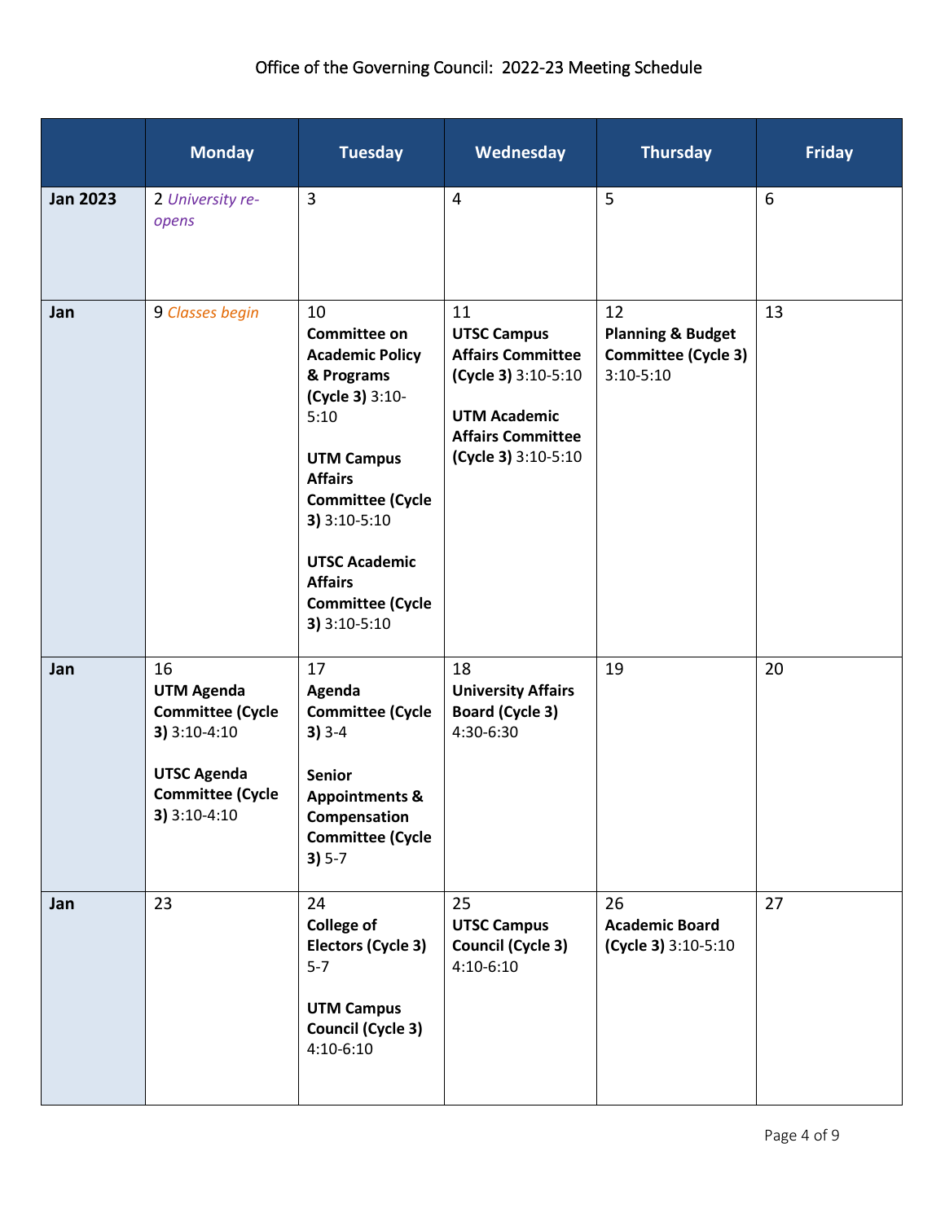Office of the Governing Council: 2022-23 Meeting Schedule

| | Monday | Tuesday | Wednesday | Thursday | Friday |
|---|---|---|---|---|---|
| **Jan 2023** | 2 *University re-opens* | 3 | 4 | 5 | 6 |
| **Jan** | 9 *Classes begin* | 10 **Committee on Academic Policy & Programs (Cycle 3)** 3:10-5:10<br><br>**UTM Campus Affairs Committee (Cycle 3)** 3:10-5:10<br><br>**UTSC Academic Affairs Committee (Cycle 3)** 3:10-5:10 | 11 **UTSC Campus Affairs Committee (Cycle 3)** 3:10-5:10<br><br>**UTM Academic Affairs Committee (Cycle 3)** 3:10-5:10 | 12 **Planning & Budget Committee (Cycle 3)** 3:10-5:10 | 13 |
| **Jan** | 16 **UTM Agenda Committee (Cycle 3)** 3:10-4:10<br><br>**UTSC Agenda Committee (Cycle 3)** 3:10-4:10 | 17 **Agenda Committee (Cycle 3)** 3-4<br><br>**Senior Appointments & Compensation Committee (Cycle 3)** 5-7 | 18 **University Affairs Board (Cycle 3)** 4:30-6:30 | 19 | 20 |
| **Jan** | 23 | 24 **College of Electors (Cycle 3)** 5-7<br><br>**UTM Campus Council (Cycle 3)** 4:10-6:10 | 25 **UTSC Campus Council (Cycle 3)** 4:10-6:10 | 26 **Academic Board (Cycle 3)** 3:10-5:10 | 27 |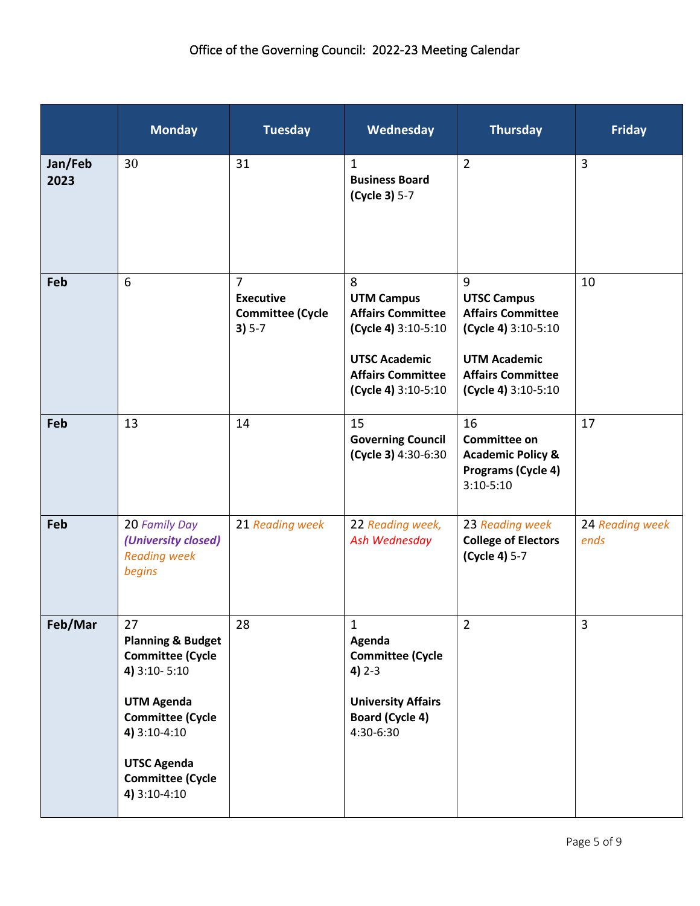# Office of the Governing Council: 2022-23 Meeting Calendar

| | Monday | Tuesday | Wednesday | Thursday | Friday |
|---|---|---|---|---|---|
| **Jan/Feb 2023** | 30 | 31 | 1 **Business Board (Cycle 3)** 5-7 | 2 | 3 |
| **Feb** | 6 | 7 **Executive Committee (Cycle 3)** 5-7 | 8 **UTM Campus Affairs Committee (Cycle 4)** 3:10-5:10 **UTSC Academic Affairs Committee (Cycle 4)** 3:10-5:10 | 9 **UTSC Campus Affairs Committee (Cycle 4)** 3:10-5:10 **UTM Academic Affairs Committee (Cycle 4)** 3:10-5:10 | 10 |
| **Feb** | 13 | 14 | 15 **Governing Council (Cycle 3)** 4:30-6:30 | 16 **Committee on Academic Policy & Programs (Cycle 4)** 3:10-5:10 | 17 |
| **Feb** | 20 *Family Day* ***(University closed)*** *Reading week begins* | 21 *Reading week* | 22 *Reading week, Ash Wednesday* | 23 *Reading week* **College of Electors (Cycle 4)** 5-7 | 24 *Reading week ends* |
| **Feb/Mar** | 27 **Planning & Budget Committee (Cycle 4)** 3:10- 5:10 **UTM Agenda Committee (Cycle 4)** 3:10-4:10 **UTSC Agenda Committee (Cycle 4)** 3:10-4:10 | 28 | 1 **Agenda Committee (Cycle 4)** 2-3 **University Affairs Board (Cycle 4)** 4:30-6:30 | 2 | 3 |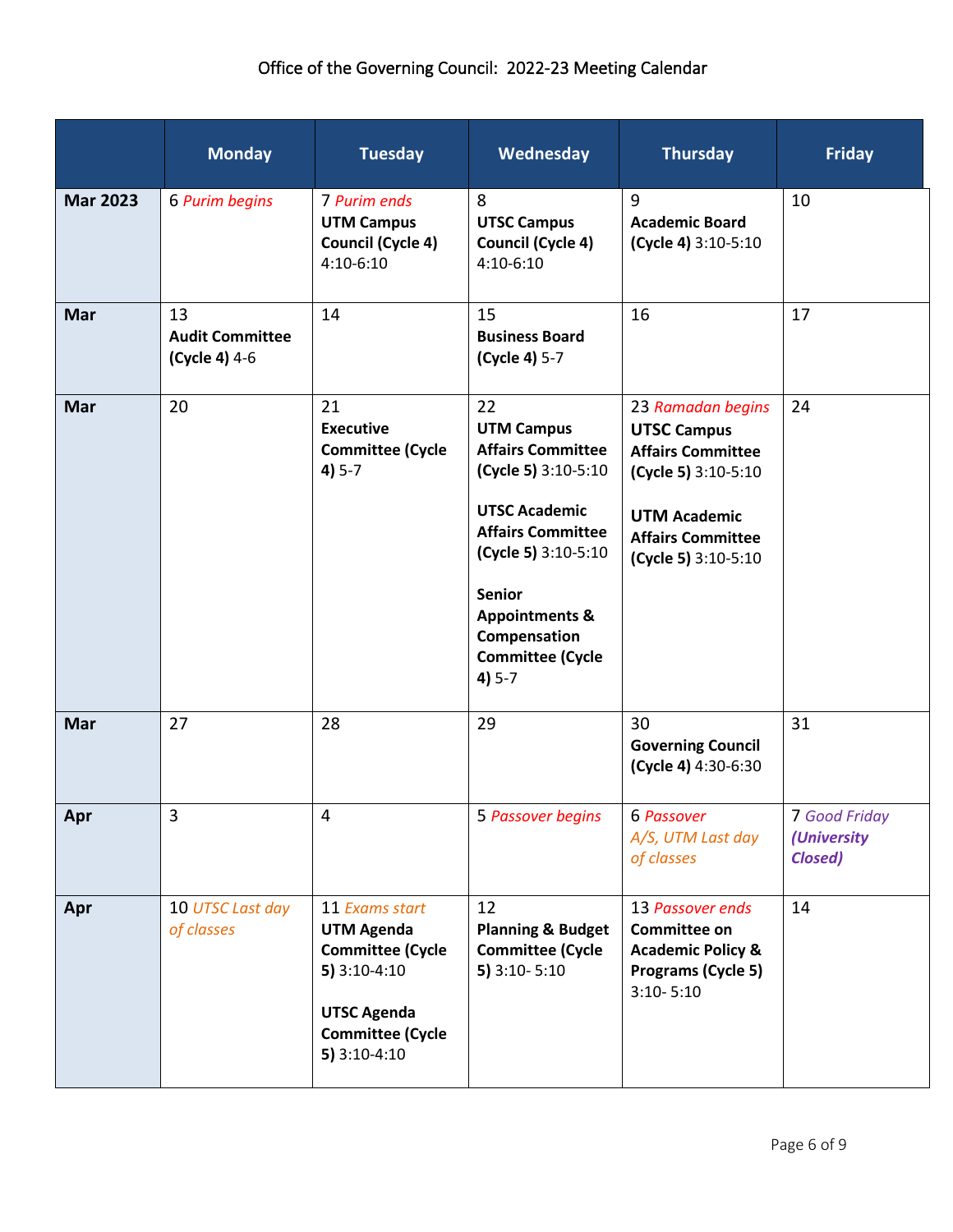# Office of the Governing Council: 2022-23 Meeting Calendar

| | Monday | Tuesday | Wednesday | Thursday | Friday |
|---|---|---|---|---|---|
| **Mar 2023** | 6 *Purim begins* | 7 *Purim ends* **UTM Campus Council (Cycle 4)** 4:10-6:10 | 8 **UTSC Campus Council (Cycle 4)** 4:10-6:10 | 9 **Academic Board (Cycle 4)** 3:10-5:10 | 10 |
| **Mar** | 13 **Audit Committee (Cycle 4)** 4-6 | 14 | 15 **Business Board (Cycle 4)** 5-7 | 16 | 17 |
| **Mar** | 20 | 21 **Executive Committee (Cycle 4)** 5-7 | 22 **UTM Campus Affairs Committee (Cycle 5)** 3:10-5:10 <br><br> **UTSC Academic Affairs Committee (Cycle 5)** 3:10-5:10 <br><br> **Senior Appointments & Compensation Committee (Cycle 4)** 5-7 | 23 *Ramadan begins* **UTSC Campus Affairs Committee (Cycle 5)** 3:10-5:10 <br><br> **UTM Academic Affairs Committee (Cycle 5)** 3:10-5:10 | 24 |
| **Mar** | 27 | 28 | 29 | 30 **Governing Council (Cycle 4)** 4:30-6:30 | 31 |
| **Apr** | 3 | 4 | 5 *Passover begins* | 6 *Passover* *A/S, UTM Last day of classes* | 7 *Good Friday* ***(University Closed)*** |
| **Apr** | 10 *UTSC Last day of classes* | 11 *Exams start* **UTM Agenda Committee (Cycle 5)** 3:10-4:10 <br><br> **UTSC Agenda Committee (Cycle 5)** 3:10-4:10 | 12 **Planning & Budget Committee (Cycle 5)** 3:10- 5:10 | 13 *Passover ends* **Committee on Academic Policy & Programs (Cycle 5)** 3:10- 5:10 | 14 |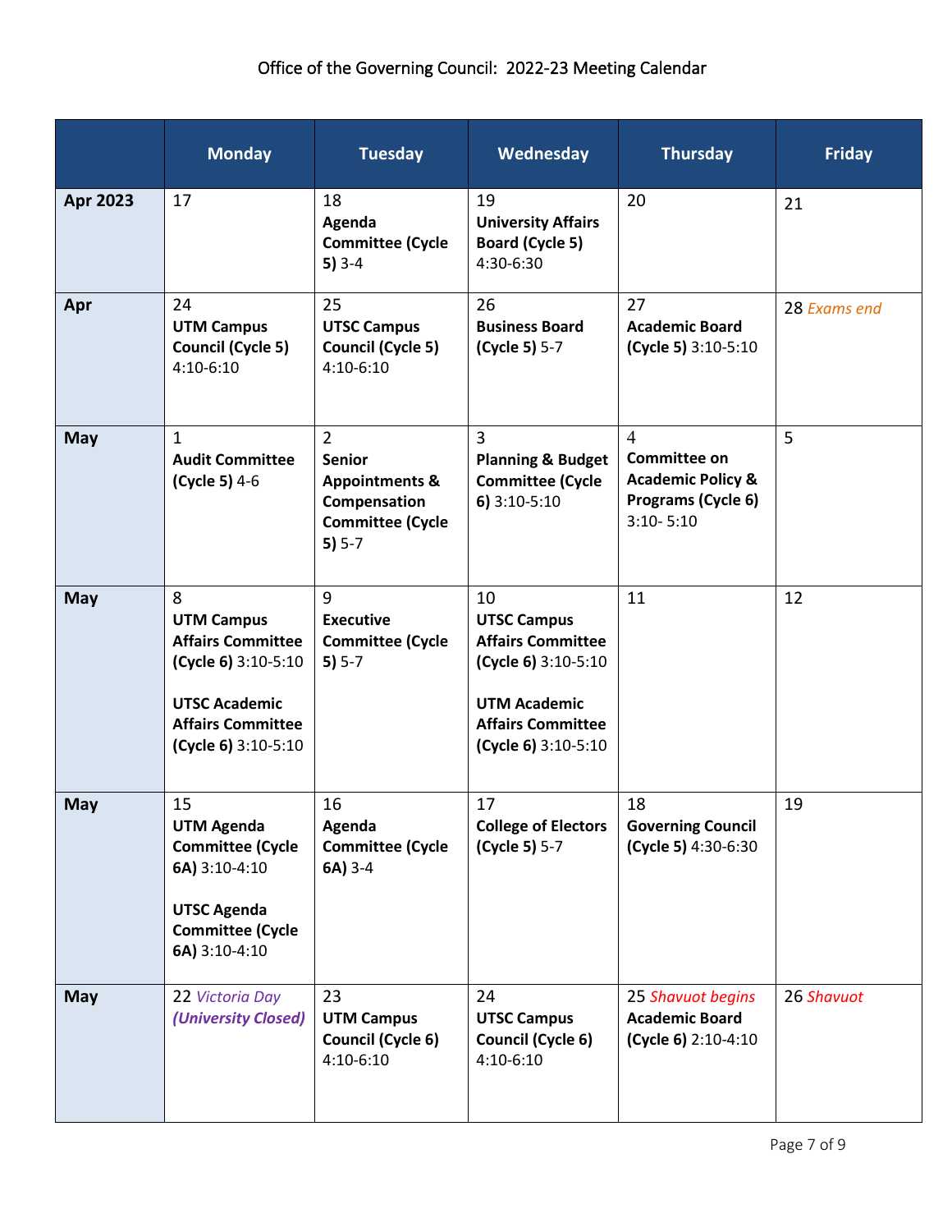# Office of the Governing Council: 2022-23 Meeting Calendar

| | Monday | Tuesday | Wednesday | Thursday | Friday |
|---|---|---|---|---|---|
| **Apr 2023** | 17 | 18 **Agenda Committee (Cycle 5)** 3-4 | 19 **University Affairs Board (Cycle 5)** 4:30-6:30 | 20 | 21 |
| **Apr** | 24 **UTM Campus Council (Cycle 5)** 4:10-6:10 | 25 **UTSC Campus Council (Cycle 5)** 4:10-6:10 | 26 **Business Board (Cycle 5)** 5-7 | 27 **Academic Board (Cycle 5)** 3:10-5:10 | 28 *Exams end* |
| **May** | 1 **Audit Committee (Cycle 5)** 4-6 | 2 **Senior Appointments & Compensation Committee (Cycle 5)** 5-7 | 3 **Planning & Budget Committee (Cycle 6)** 3:10-5:10 | 4 **Committee on Academic Policy & Programs (Cycle 6)** 3:10- 5:10 | 5 |
| **May** | 8 **UTM Campus Affairs Committee (Cycle 6)** 3:10-5:10 **UTSC Academic Affairs Committee (Cycle 6)** 3:10-5:10 | 9 **Executive Committee (Cycle 5)** 5-7 | 10 **UTSC Campus Affairs Committee (Cycle 6)** 3:10-5:10 **UTM Academic Affairs Committee (Cycle 6)** 3:10-5:10 | 11 | 12 |
| **May** | 15 **UTM Agenda Committee (Cycle 6A)** 3:10-4:10 **UTSC Agenda Committee (Cycle 6A)** 3:10-4:10 | 16 **Agenda Committee (Cycle 6A)** 3-4 | 17 **College of Electors (Cycle 5)** 5-7 | 18 **Governing Council (Cycle 5)** 4:30-6:30 | 19 |
| **May** | 22 *Victoria Day* ***(University Closed)*** | 23 **UTM Campus Council (Cycle 6)** 4:10-6:10 | 24 **UTSC Campus Council (Cycle 6)** 4:10-6:10 | 25 *Shavuot begins* **Academic Board (Cycle 6)** 2:10-4:10 | 26 *Shavuot* |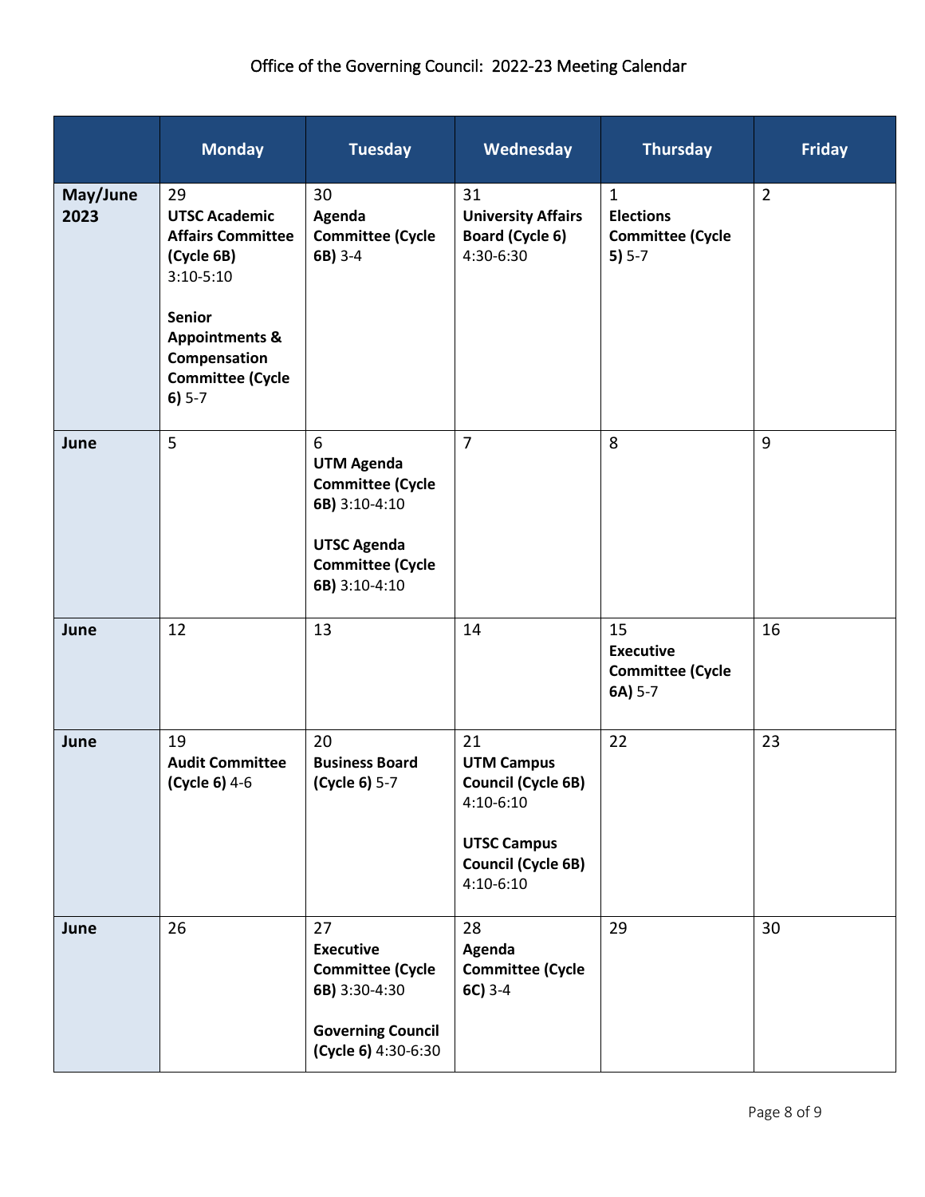Office of the Governing Council: 2022-23 Meeting Calendar

| | Monday | Tuesday | Wednesday | Thursday | Friday |
|---|---|---|---|---|---|
| **May/June 2023** | 29<br>**UTSC Academic Affairs Committee (Cycle 6B)** 3:10-5:10<br><br>**Senior Appointments & Compensation Committee (Cycle 6)** 5-7 | 30<br>**Agenda Committee (Cycle 6B)** 3-4 | 31<br>**University Affairs Board (Cycle 6)** 4:30-6:30 | 1<br>**Elections Committee (Cycle 5)** 5-7 | 2 |
| **June** | 5 | 6<br>**UTM Agenda Committee (Cycle 6B)** 3:10-4:10<br><br>**UTSC Agenda Committee (Cycle 6B)** 3:10-4:10 | 7 | 8 | 9 |
| **June** | 12 | 13 | 14 | 15<br>**Executive Committee (Cycle 6A)** 5-7 | 16 |
| **June** | 19<br>**Audit Committee (Cycle 6)** 4-6 | 20<br>**Business Board (Cycle 6)** 5-7 | 21<br>**UTM Campus Council (Cycle 6B)** 4:10-6:10<br><br>**UTSC Campus Council (Cycle 6B)** 4:10-6:10 | 22 | 23 |
| **June** | 26 | 27<br>**Executive Committee (Cycle 6B)** 3:30-4:30<br><br>**Governing Council (Cycle 6)** 4:30-6:30 | 28<br>**Agenda Committee (Cycle 6C)** 3-4 | 29 | 30 |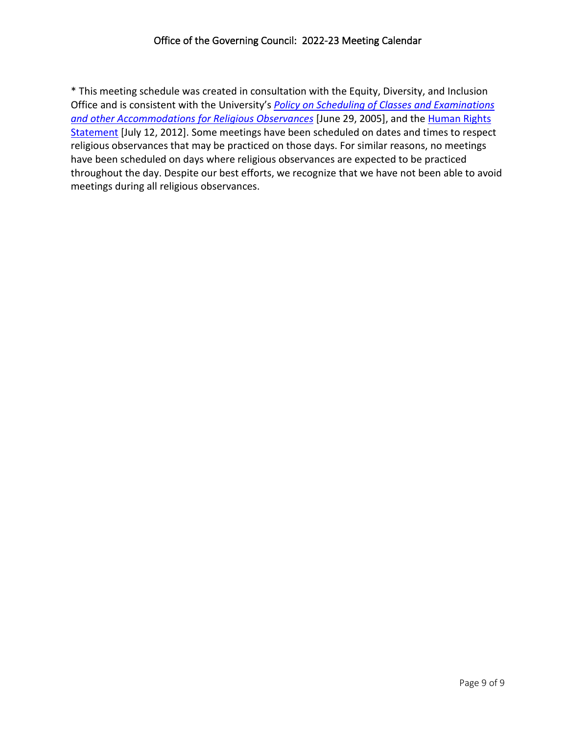* This meeting schedule was created in consultation with the Equity, Diversity, and Inclusion Office and is consistent with the University's *Policy on Scheduling of Classes and Examinations and other Accommodations for Religious Observances* [June 29, 2005], and the Human Rights Statement [July 12, 2012]. Some meetings have been scheduled on dates and times to respect religious observances that may be practiced on those days. For similar reasons, no meetings have been scheduled on days where religious observances are expected to be practiced throughout the day. Despite our best efforts, we recognize that we have not been able to avoid meetings during all religious observances.